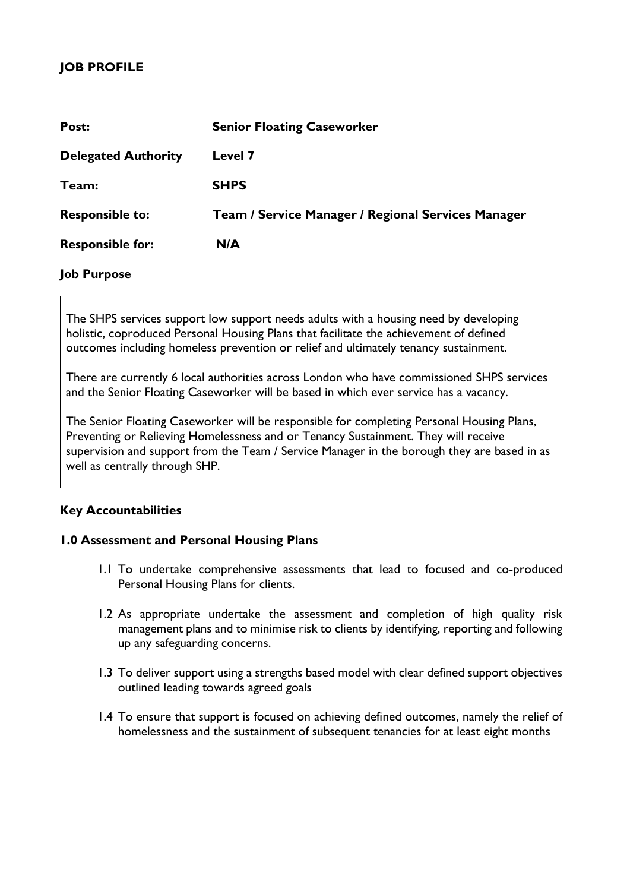## JOB PROFILE

| | |
|---|---|
| **Post:** | **Senior Floating Caseworker** |
| **Delegated Authority** | **Level 7** |
| **Team:** | **SHPS** |
| **Responsible to:** | **Team / Service Manager / Regional Services Manager** |
| **Responsible for:** | **N/A** |

### Job Purpose

The SHPS services support low support needs adults with a housing need by developing holistic, coproduced Personal Housing Plans that facilitate the achievement of defined outcomes including homeless prevention or relief and ultimately tenancy sustainment.

There are currently 6 local authorities across London who have commissioned SHPS services and the Senior Floating Caseworker will be based in which ever service has a vacancy.

The Senior Floating Caseworker will be responsible for completing Personal Housing Plans, Preventing or Relieving Homelessness and or Tenancy Sustainment. They will receive supervision and support from the Team / Service Manager in the borough they are based in as well as centrally through SHP.

### Key Accountabilities

#### 1.0 Assessment and Personal Housing Plans

1.1 To undertake comprehensive assessments that lead to focused and co-produced Personal Housing Plans for clients.

1.2 As appropriate undertake the assessment and completion of high quality risk management plans and to minimise risk to clients by identifying, reporting and following up any safeguarding concerns.

1.3 To deliver support using a strengths based model with clear defined support objectives outlined leading towards agreed goals

1.4 To ensure that support is focused on achieving defined outcomes, namely the relief of homelessness and the sustainment of subsequent tenancies for at least eight months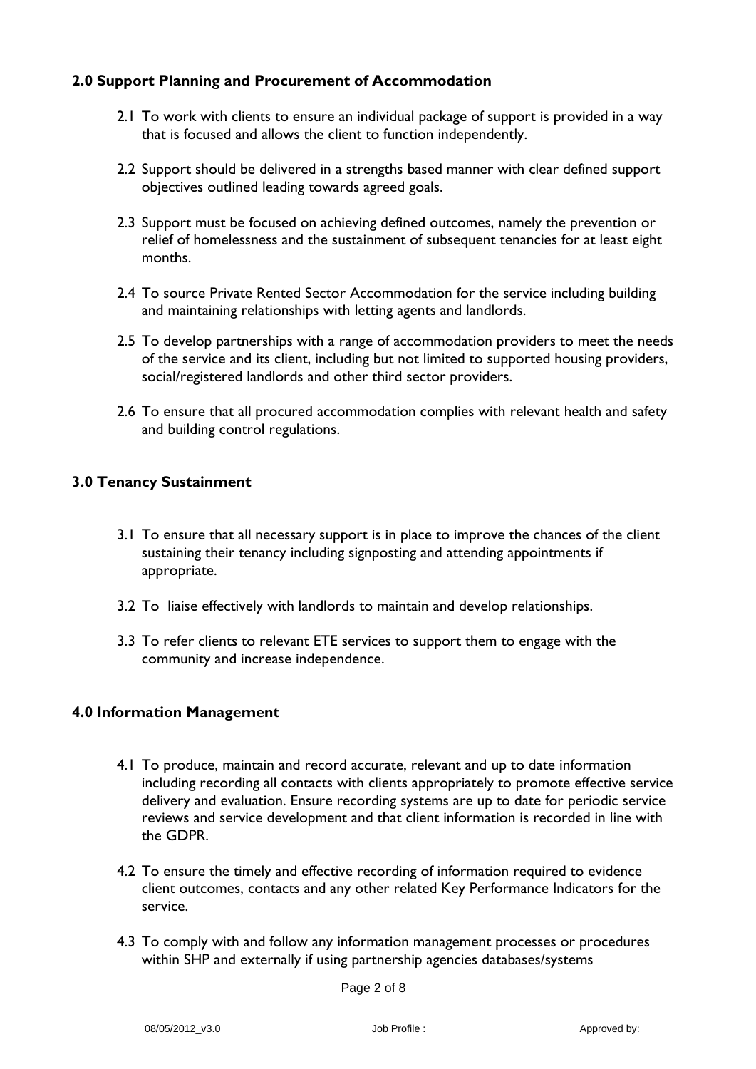### 2.0 Support Planning and Procurement of Accommodation

2.1 To work with clients to ensure an individual package of support is provided in a way that is focused and allows the client to function independently.

2.2 Support should be delivered in a strengths based manner with clear defined support objectives outlined leading towards agreed goals.

2.3 Support must be focused on achieving defined outcomes, namely the prevention or relief of homelessness and the sustainment of subsequent tenancies for at least eight months.

2.4 To source Private Rented Sector Accommodation for the service including building and maintaining relationships with letting agents and landlords.

2.5 To develop partnerships with a range of accommodation providers to meet the needs of the service and its client, including but not limited to supported housing providers, social/registered landlords and other third sector providers.

2.6 To ensure that all procured accommodation complies with relevant health and safety and building control regulations.

### 3.0 Tenancy Sustainment

3.1 To ensure that all necessary support is in place to improve the chances of the client sustaining their tenancy including signposting and attending appointments if appropriate.

3.2 To liaise effectively with landlords to maintain and develop relationships.

3.3 To refer clients to relevant ETE services to support them to engage with the community and increase independence.

### 4.0 Information Management

4.1 To produce, maintain and record accurate, relevant and up to date information including recording all contacts with clients appropriately to promote effective service delivery and evaluation. Ensure recording systems are up to date for periodic service reviews and service development and that client information is recorded in line with the GDPR.

4.2 To ensure the timely and effective recording of information required to evidence client outcomes, contacts and any other related Key Performance Indicators for the service.

4.3 To comply with and follow any information management processes or procedures within SHP and externally if using partnership agencies databases/systems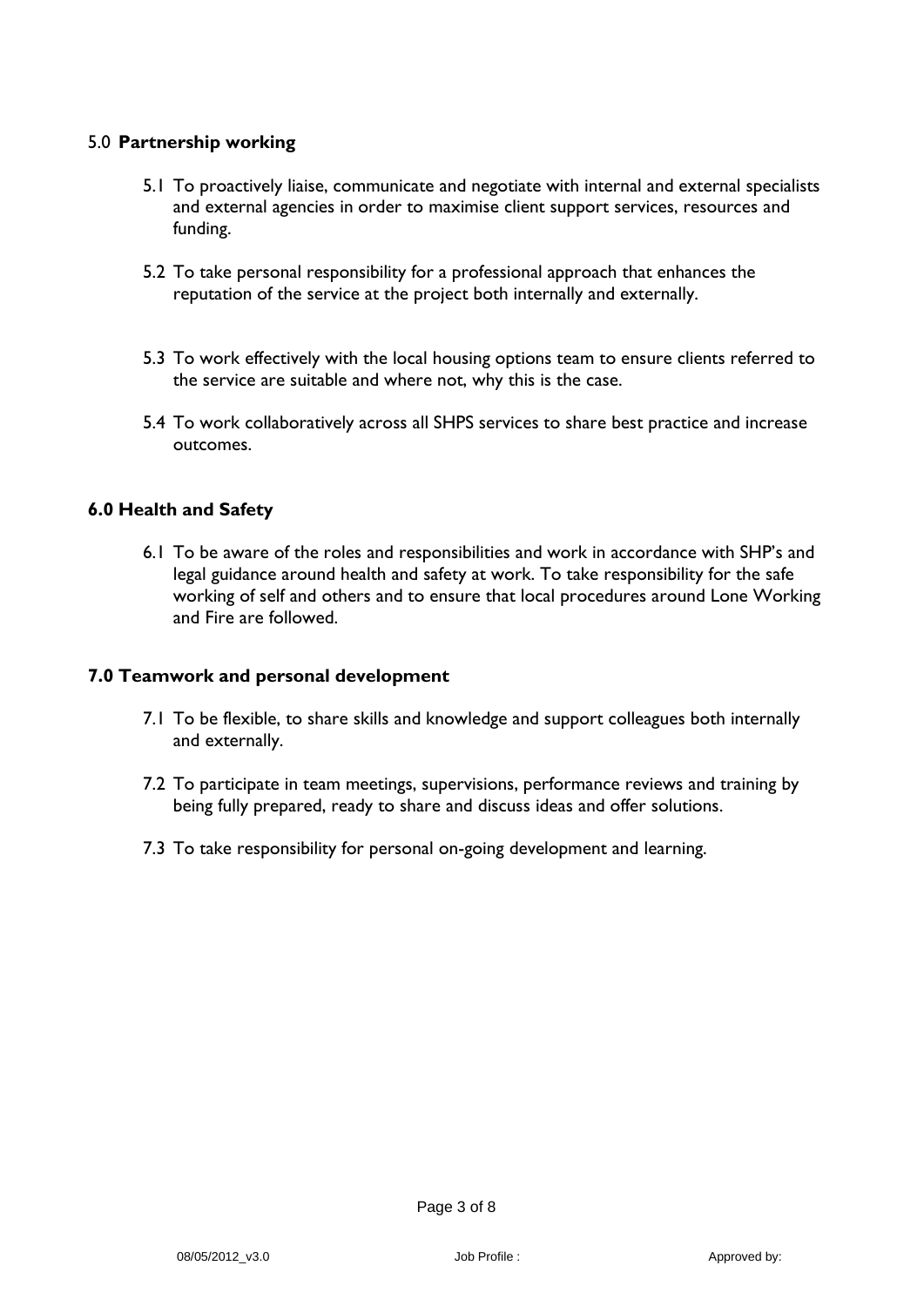## 5.0 **Partnership working**

5.1 To proactively liaise, communicate and negotiate with internal and external specialists and external agencies in order to maximise client support services, resources and funding.

5.2 To take personal responsibility for a professional approach that enhances the reputation of the service at the project both internally and externally.

5.3 To work effectively with the local housing options team to ensure clients referred to the service are suitable and where not, why this is the case.

5.4 To work collaboratively across all SHPS services to share best practice and increase outcomes.

## 6.0 Health and Safety

6.1 To be aware of the roles and responsibilities and work in accordance with SHP's and legal guidance around health and safety at work. To take responsibility for the safe working of self and others and to ensure that local procedures around Lone Working and Fire are followed.

## 7.0 Teamwork and personal development

7.1 To be flexible, to share skills and knowledge and support colleagues both internally and externally.

7.2 To participate in team meetings, supervisions, performance reviews and training by being fully prepared, ready to share and discuss ideas and offer solutions.

7.3 To take responsibility for personal on-going development and learning.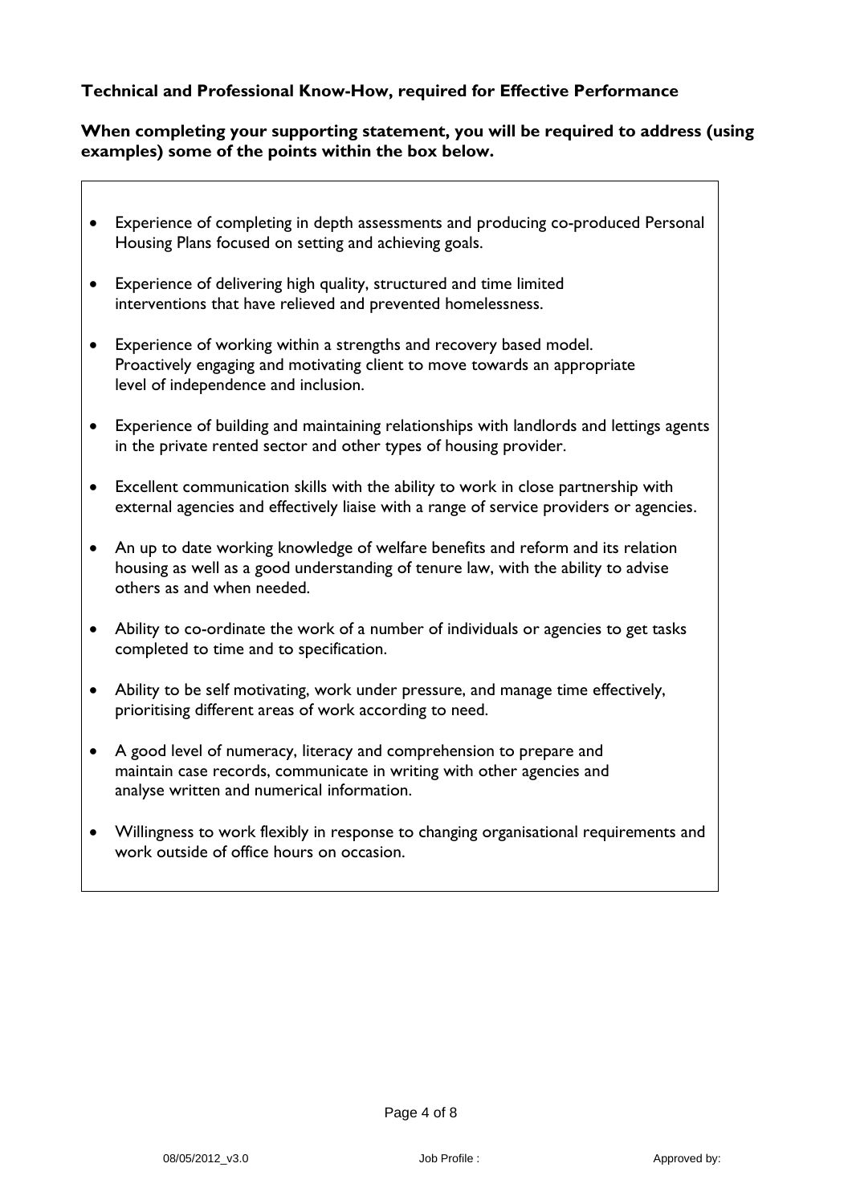**Technical and Professional Know-How, required for Effective Performance**

**When completing your supporting statement, you will be required to address (using examples) some of the points within the box below.**

- Experience of completing in depth assessments and producing co-produced Personal Housing Plans focused on setting and achieving goals.
- Experience of delivering high quality, structured and time limited interventions that have relieved and prevented homelessness.
- Experience of working within a strengths and recovery based model. Proactively engaging and motivating client to move towards an appropriate level of independence and inclusion.
- Experience of building and maintaining relationships with landlords and lettings agents in the private rented sector and other types of housing provider.
- Excellent communication skills with the ability to work in close partnership with external agencies and effectively liaise with a range of service providers or agencies.
- An up to date working knowledge of welfare benefits and reform and its relation housing as well as a good understanding of tenure law, with the ability to advise others as and when needed.
- Ability to co-ordinate the work of a number of individuals or agencies to get tasks completed to time and to specification.
- Ability to be self motivating, work under pressure, and manage time effectively, prioritising different areas of work according to need.
- A good level of numeracy, literacy and comprehension to prepare and maintain case records, communicate in writing with other agencies and analyse written and numerical information.
- Willingness to work flexibly in response to changing organisational requirements and work outside of office hours on occasion.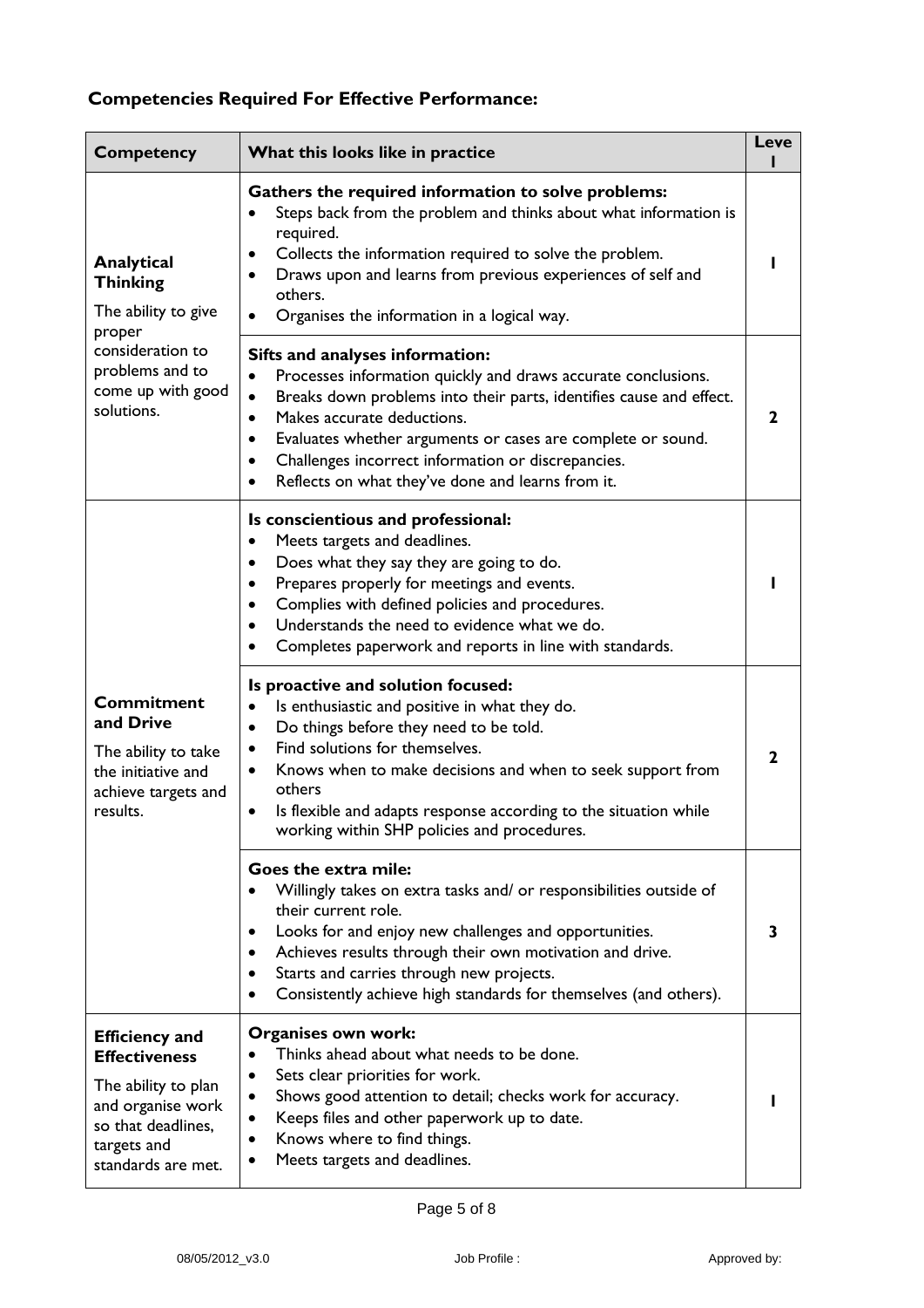## Competencies Required For Effective Performance:

| Competency | What this looks like in practice | Level |
|---|---|---|
| **Analytical Thinking**<br>The ability to give proper consideration to problems and to come up with good solutions. | **Gathers the required information to solve problems:**<br>• Steps back from the problem and thinks about what information is required.<br>• Collects the information required to solve the problem.<br>• Draws upon and learns from previous experiences of self and others.<br>• Organises the information in a logical way. | **1** |
| | **Sifts and analyses information:**<br>• Processes information quickly and draws accurate conclusions.<br>• Breaks down problems into their parts, identifies cause and effect.<br>• Makes accurate deductions.<br>• Evaluates whether arguments or cases are complete or sound.<br>• Challenges incorrect information or discrepancies.<br>• Reflects on what they've done and learns from it. | **2** |
| **Commitment and Drive**<br>The ability to take the initiative and achieve targets and results. | **Is conscientious and professional:**<br>• Meets targets and deadlines.<br>• Does what they say they are going to do.<br>• Prepares properly for meetings and events.<br>• Complies with defined policies and procedures.<br>• Understands the need to evidence what we do.<br>• Completes paperwork and reports in line with standards. | **1** |
| | **Is proactive and solution focused:**<br>• Is enthusiastic and positive in what they do.<br>• Do things before they need to be told.<br>• Find solutions for themselves.<br>• Knows when to make decisions and when to seek support from others<br>• Is flexible and adapts response according to the situation while working within SHP policies and procedures. | **2** |
| | **Goes the extra mile:**<br>• Willingly takes on extra tasks and/ or responsibilities outside of their current role.<br>• Looks for and enjoy new challenges and opportunities.<br>• Achieves results through their own motivation and drive.<br>• Starts and carries through new projects.<br>• Consistently achieve high standards for themselves (and others). | **3** |
| **Efficiency and Effectiveness**<br>The ability to plan and organise work so that deadlines, targets and standards are met. | **Organises own work:**<br>• Thinks ahead about what needs to be done.<br>• Sets clear priorities for work.<br>• Shows good attention to detail; checks work for accuracy.<br>• Keeps files and other paperwork up to date.<br>• Knows where to find things.<br>• Meets targets and deadlines. | **1** |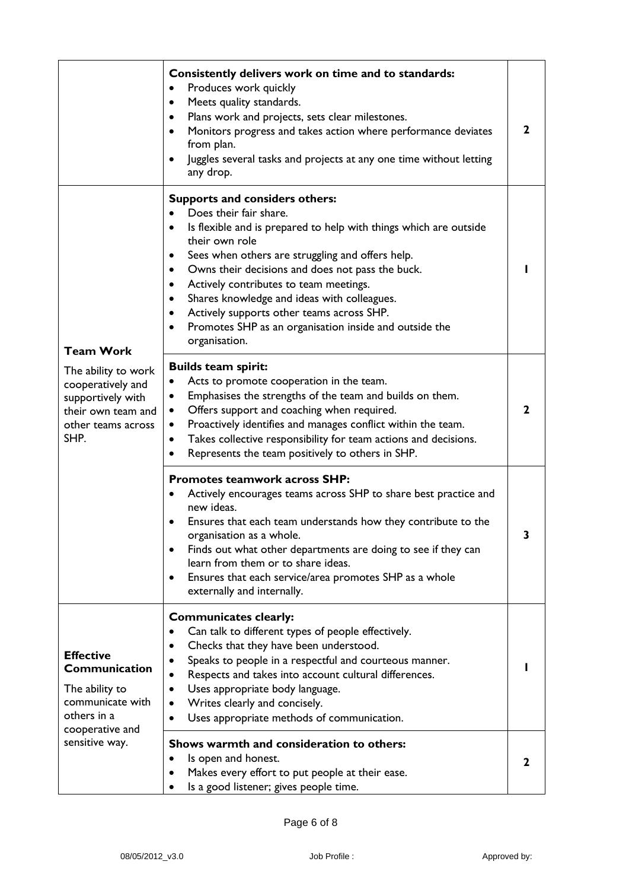| | | |
|---|---|---|
| | **Consistently delivers work on time and to standards:**<br>• Produces work quickly<br>• Meets quality standards.<br>• Plans work and projects, sets clear milestones.<br>• Monitors progress and takes action where performance deviates from plan.<br>• Juggles several tasks and projects at any one time without letting any drop. | **2** |
| **Team Work**<br><br>The ability to work cooperatively and supportively with their own team and other teams across SHP. | **Supports and considers others:**<br>• Does their fair share.<br>• Is flexible and is prepared to help with things which are outside their own role<br>• Sees when others are struggling and offers help.<br>• Owns their decisions and does not pass the buck.<br>• Actively contributes to team meetings.<br>• Shares knowledge and ideas with colleagues.<br>• Actively supports other teams across SHP.<br>• Promotes SHP as an organisation inside and outside the organisation. | **1** |
| | **Builds team spirit:**<br>• Acts to promote cooperation in the team.<br>• Emphasises the strengths of the team and builds on them.<br>• Offers support and coaching when required.<br>• Proactively identifies and manages conflict within the team.<br>• Takes collective responsibility for team actions and decisions.<br>• Represents the team positively to others in SHP. | **2** |
| | **Promotes teamwork across SHP:**<br>• Actively encourages teams across SHP to share best practice and new ideas.<br>• Ensures that each team understands how they contribute to the organisation as a whole.<br>• Finds out what other departments are doing to see if they can learn from them or to share ideas.<br>• Ensures that each service/area promotes SHP as a whole externally and internally. | **3** |
| **Effective Communication**<br><br>The ability to communicate with others in a cooperative and sensitive way. | **Communicates clearly:**<br>• Can talk to different types of people effectively.<br>• Checks that they have been understood.<br>• Speaks to people in a respectful and courteous manner.<br>• Respects and takes into account cultural differences.<br>• Uses appropriate body language.<br>• Writes clearly and concisely.<br>• Uses appropriate methods of communication. | **1** |
| | **Shows warmth and consideration to others:**<br>• Is open and honest.<br>• Makes every effort to put people at their ease.<br>• Is a good listener; gives people time. | **2** |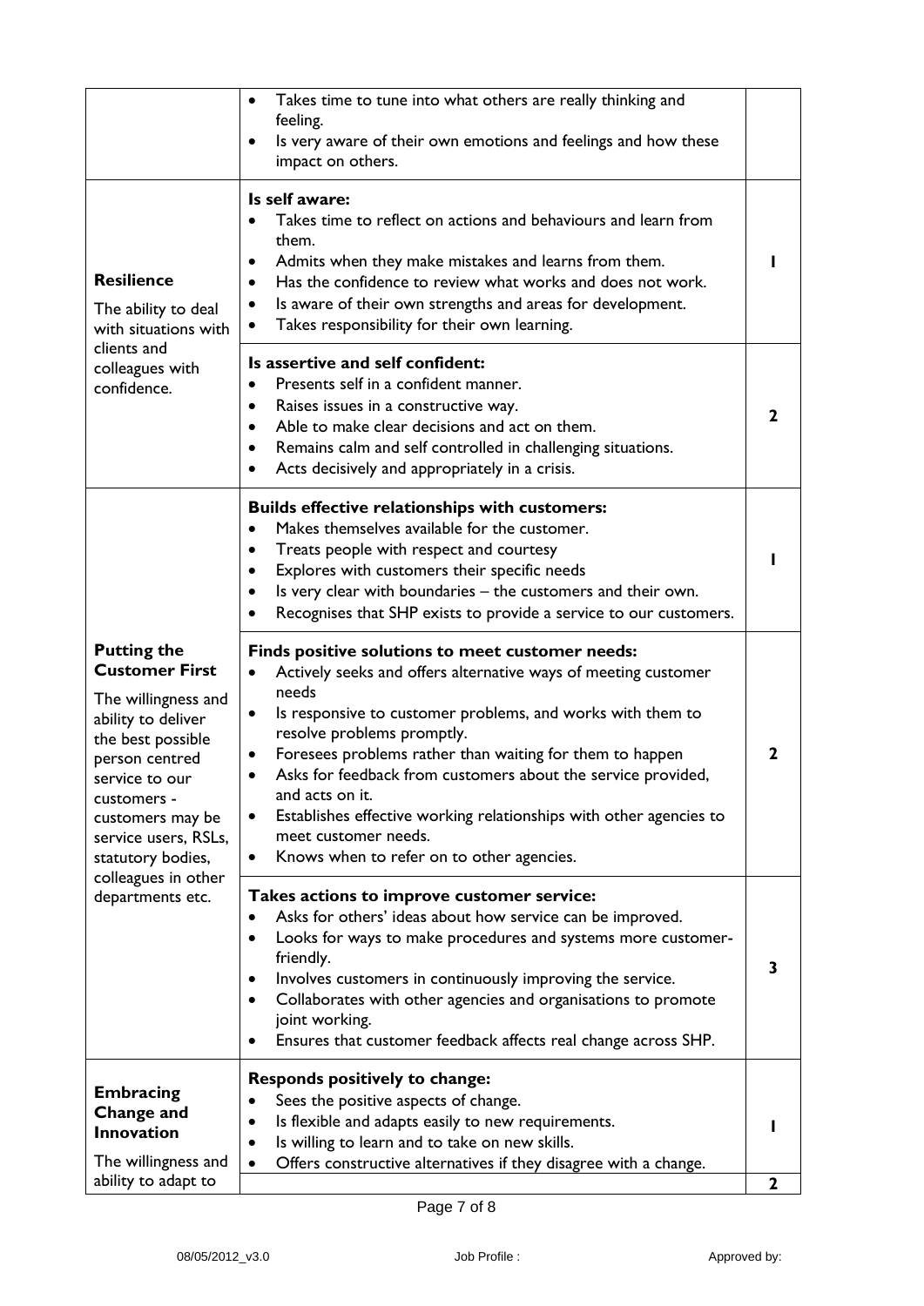| | | |
|---|---|---|
| | • Takes time to tune into what others are really thinking and feeling.<br>• Is very aware of their own emotions and feelings and how these impact on others. | |
| **Resilience**<br>The ability to deal with situations with clients and colleagues with confidence. | **Is self aware:**<br>• Takes time to reflect on actions and behaviours and learn from them.<br>• Admits when they make mistakes and learns from them.<br>• Has the confidence to review what works and does not work.<br>• Is aware of their own strengths and areas for development.<br>• Takes responsibility for their own learning. | **1** |
| | **Is assertive and self confident:**<br>• Presents self in a confident manner.<br>• Raises issues in a constructive way.<br>• Able to make clear decisions and act on them.<br>• Remains calm and self controlled in challenging situations.<br>• Acts decisively and appropriately in a crisis. | **2** |
| **Putting the Customer First**<br>The willingness and ability to deliver the best possible person centred service to our customers - customers may be service users, RSLs, statutory bodies, colleagues in other departments etc. | **Builds effective relationships with customers:**<br>• Makes themselves available for the customer.<br>• Treats people with respect and courtesy<br>• Explores with customers their specific needs<br>• Is very clear with boundaries – the customers and their own.<br>• Recognises that SHP exists to provide a service to our customers. | **1** |
| | **Finds positive solutions to meet customer needs:**<br>• Actively seeks and offers alternative ways of meeting customer needs<br>• Is responsive to customer problems, and works with them to resolve problems promptly.<br>• Foresees problems rather than waiting for them to happen<br>• Asks for feedback from customers about the service provided, and acts on it.<br>• Establishes effective working relationships with other agencies to meet customer needs.<br>• Knows when to refer on to other agencies. | **2** |
| | **Takes actions to improve customer service:**<br>• Asks for others' ideas about how service can be improved.<br>• Looks for ways to make procedures and systems more customer-friendly.<br>• Involves customers in continuously improving the service.<br>• Collaborates with other agencies and organisations to promote joint working.<br>• Ensures that customer feedback affects real change across SHP. | **3** |
| **Embracing Change and Innovation**<br>The willingness and ability to adapt to | **Responds positively to change:**<br>• Sees the positive aspects of change.<br>• Is flexible and adapts easily to new requirements.<br>• Is willing to learn and to take on new skills.<br>• Offers constructive alternatives if they disagree with a change. | **1** |
| | | **2** |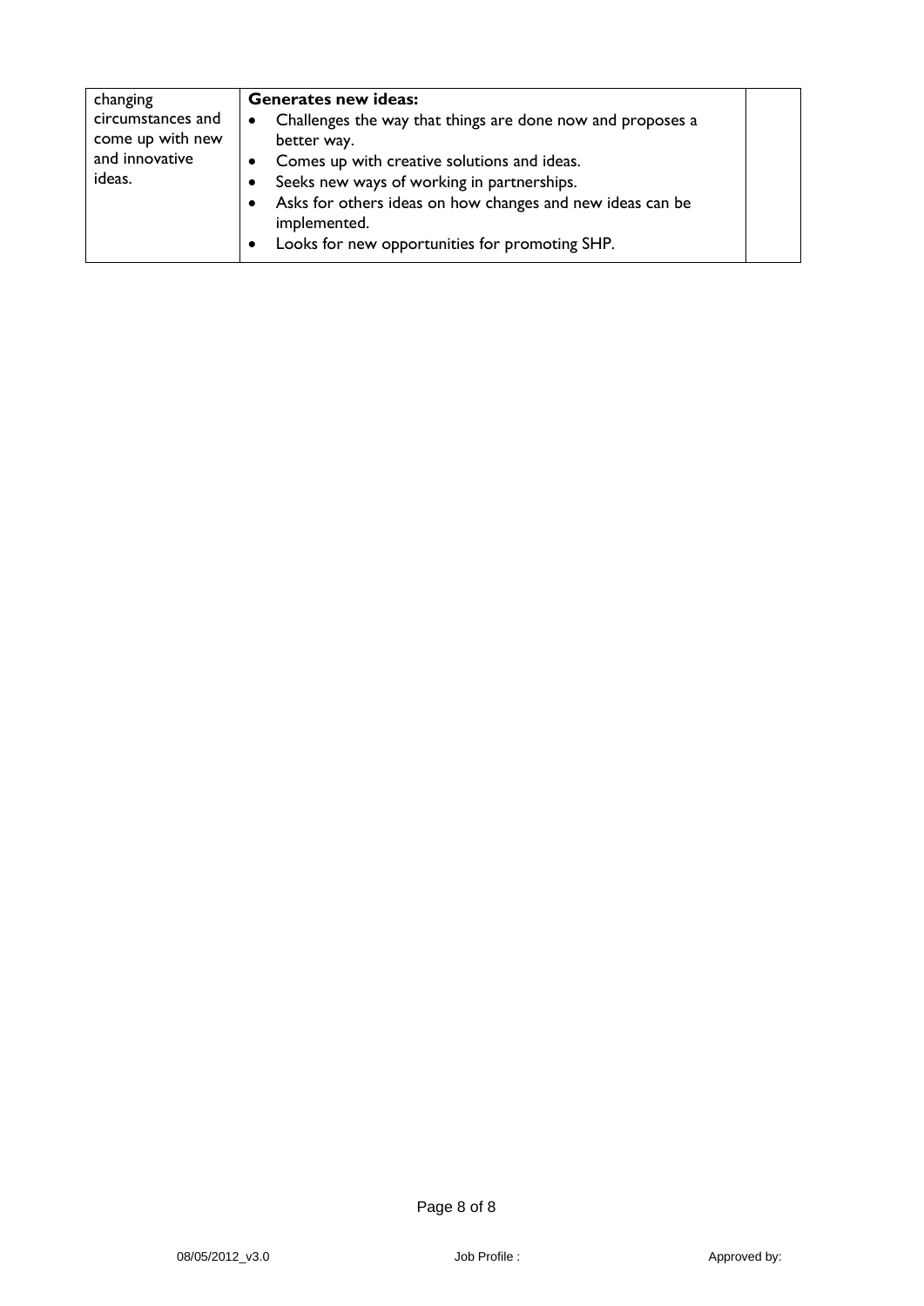| | | |
|---|---|---|
| changing circumstances and come up with new and innovative ideas. | **Generates new ideas:**<br>• Challenges the way that things are done now and proposes a better way.<br>• Comes up with creative solutions and ideas.<br>• Seeks new ways of working in partnerships.<br>• Asks for others ideas on how changes and new ideas can be implemented.<br>• Looks for new opportunities for promoting SHP. | |

08/05/2012_v3.0 Job Profile : Approved by: